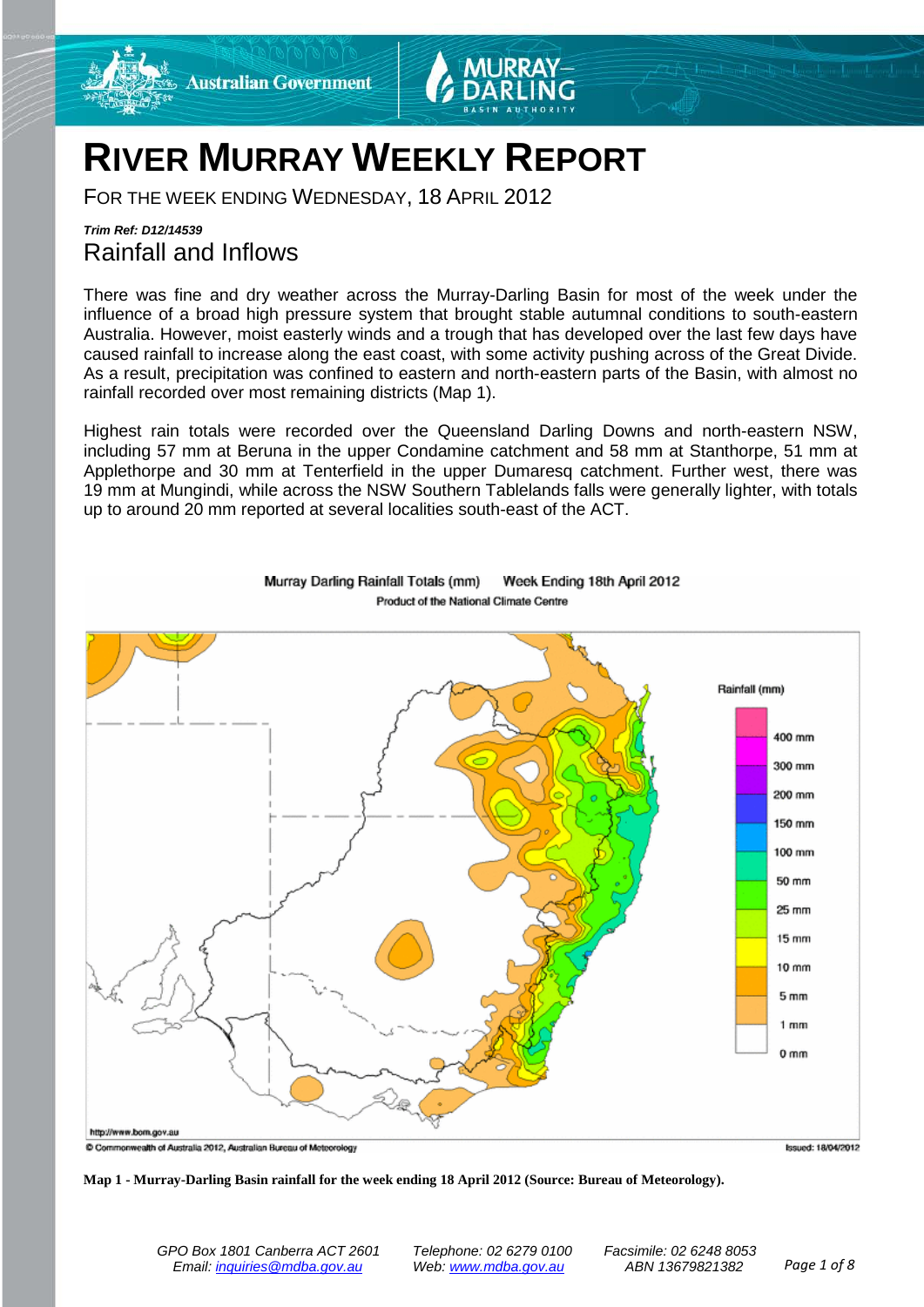# RIVER MURRAY WEEKLY REPORT

FOR THE WEEK ENDING WEDNESDAY, 18 APRIL 2012

***Trim Ref: D12/14539***

## Rainfall and Inflows

There was fine and dry weather across the Murray-Darling Basin for most of the week under the influence of a broad high pressure system that brought stable autumnal conditions to south-eastern Australia. However, moist easterly winds and a trough that has developed over the last few days have caused rainfall to increase along the east coast, with some activity pushing across of the Great Divide. As a result, precipitation was confined to eastern and north-eastern parts of the Basin, with almost no rainfall recorded over most remaining districts (Map 1).

Highest rain totals were recorded over the Queensland Darling Downs and north-eastern NSW, including 57 mm at Beruna in the upper Condamine catchment and 58 mm at Stanthorpe, 51 mm at Applethorpe and 30 mm at Tenterfield in the upper Dumaresq catchment. Further west, there was 19 mm at Mungindi, while across the NSW Southern Tablelands falls were generally lighter, with totals up to around 20 mm reported at several localities south-east of the ACT.

**Map 1 - Murray-Darling Basin rainfall for the week ending 18 April 2012 (Source: Bureau of Meteorology).**

GPO Box 1801 Canberra ACT 2601 Telephone: 02 6279 0100 Facsimile: 02 6248 8053
Email: inquiries@mdba.gov.au Web: www.mdba.gov.au ABN 13679821382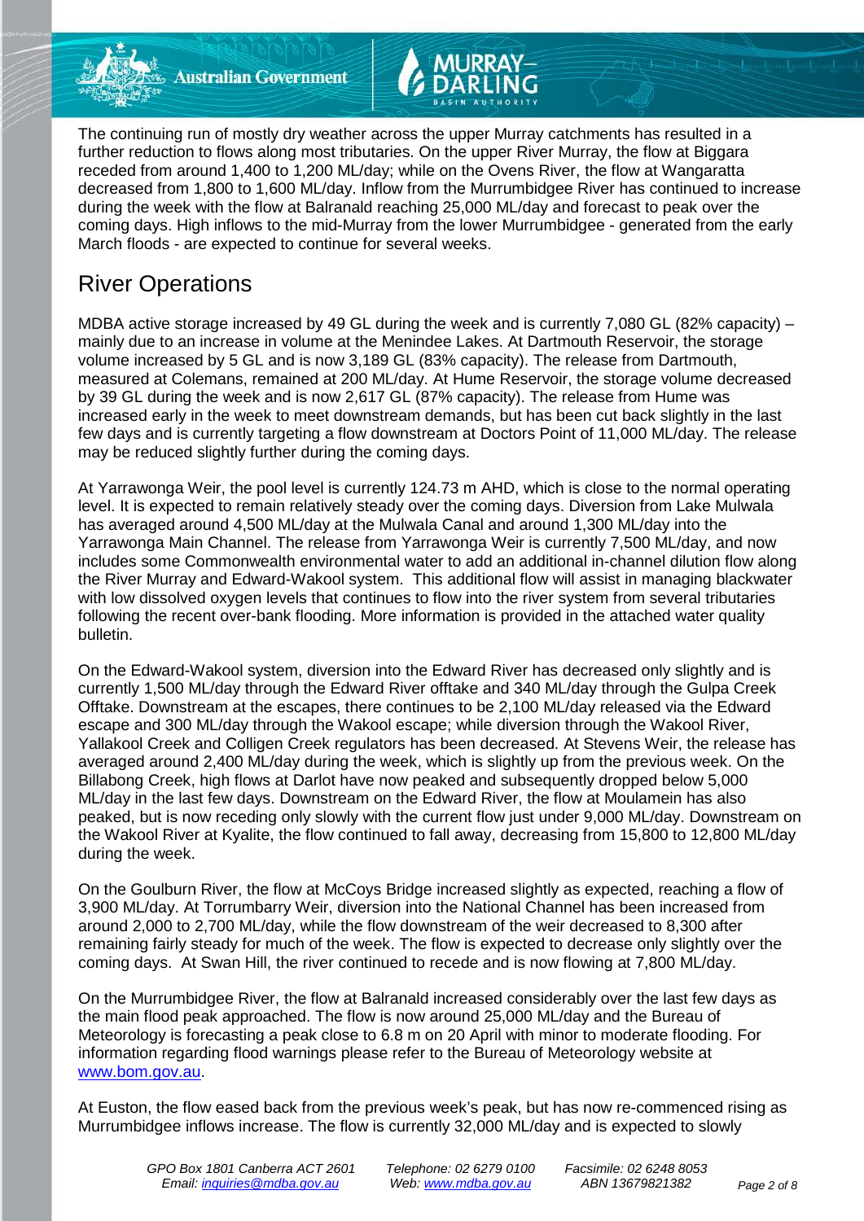The continuing run of mostly dry weather across the upper Murray catchments has resulted in a further reduction to flows along most tributaries. On the upper River Murray, the flow at Biggara receded from around 1,400 to 1,200 ML/day; while on the Ovens River, the flow at Wangaratta decreased from 1,800 to 1,600 ML/day. Inflow from the Murrumbidgee River has continued to increase during the week with the flow at Balranald reaching 25,000 ML/day and forecast to peak over the coming days. High inflows to the mid-Murray from the lower Murrumbidgee - generated from the early March floods - are expected to continue for several weeks.

## River Operations

MDBA active storage increased by 49 GL during the week and is currently 7,080 GL (82% capacity) – mainly due to an increase in volume at the Menindee Lakes. At Dartmouth Reservoir, the storage volume increased by 5 GL and is now 3,189 GL (83% capacity). The release from Dartmouth, measured at Colemans, remained at 200 ML/day. At Hume Reservoir, the storage volume decreased by 39 GL during the week and is now 2,617 GL (87% capacity). The release from Hume was increased early in the week to meet downstream demands, but has been cut back slightly in the last few days and is currently targeting a flow downstream at Doctors Point of 11,000 ML/day. The release may be reduced slightly further during the coming days.

At Yarrawonga Weir, the pool level is currently 124.73 m AHD, which is close to the normal operating level. It is expected to remain relatively steady over the coming days. Diversion from Lake Mulwala has averaged around 4,500 ML/day at the Mulwala Canal and around 1,300 ML/day into the Yarrawonga Main Channel. The release from Yarrawonga Weir is currently 7,500 ML/day, and now includes some Commonwealth environmental water to add an additional in-channel dilution flow along the River Murray and Edward-Wakool system. This additional flow will assist in managing blackwater with low dissolved oxygen levels that continues to flow into the river system from several tributaries following the recent over-bank flooding. More information is provided in the attached water quality bulletin.

On the Edward-Wakool system, diversion into the Edward River has decreased only slightly and is currently 1,500 ML/day through the Edward River offtake and 340 ML/day through the Gulpa Creek Offtake. Downstream at the escapes, there continues to be 2,100 ML/day released via the Edward escape and 300 ML/day through the Wakool escape; while diversion through the Wakool River, Yallakool Creek and Colligen Creek regulators has been decreased. At Stevens Weir, the release has averaged around 2,400 ML/day during the week, which is slightly up from the previous week. On the Billabong Creek, high flows at Darlot have now peaked and subsequently dropped below 5,000 ML/day in the last few days. Downstream on the Edward River, the flow at Moulamein has also peaked, but is now receding only slowly with the current flow just under 9,000 ML/day. Downstream on the Wakool River at Kyalite, the flow continued to fall away, decreasing from 15,800 to 12,800 ML/day during the week.

On the Goulburn River, the flow at McCoys Bridge increased slightly as expected, reaching a flow of 3,900 ML/day. At Torrumbarry Weir, diversion into the National Channel has been increased from around 2,000 to 2,700 ML/day, while the flow downstream of the weir decreased to 8,300 after remaining fairly steady for much of the week. The flow is expected to decrease only slightly over the coming days. At Swan Hill, the river continued to recede and is now flowing at 7,800 ML/day.

On the Murrumbidgee River, the flow at Balranald increased considerably over the last few days as the main flood peak approached. The flow is now around 25,000 ML/day and the Bureau of Meteorology is forecasting a peak close to 6.8 m on 20 April with minor to moderate flooding. For information regarding flood warnings please refer to the Bureau of Meteorology website at www.bom.gov.au.

At Euston, the flow eased back from the previous week's peak, but has now re-commenced rising as Murrumbidgee inflows increase. The flow is currently 32,000 ML/day and is expected to slowly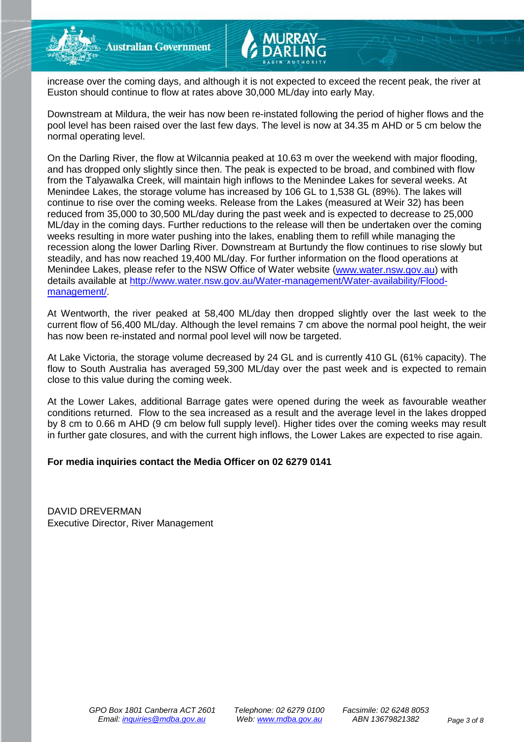increase over the coming days, and although it is not expected to exceed the recent peak, the river at Euston should continue to flow at rates above 30,000 ML/day into early May.

Downstream at Mildura, the weir has now been re-instated following the period of higher flows and the pool level has been raised over the last few days. The level is now at 34.35 m AHD or 5 cm below the normal operating level.

On the Darling River, the flow at Wilcannia peaked at 10.63 m over the weekend with major flooding, and has dropped only slightly since then. The peak is expected to be broad, and combined with flow from the Talyawalka Creek, will maintain high inflows to the Menindee Lakes for several weeks. At Menindee Lakes, the storage volume has increased by 106 GL to 1,538 GL (89%). The lakes will continue to rise over the coming weeks. Release from the Lakes (measured at Weir 32) has been reduced from 35,000 to 30,500 ML/day during the past week and is expected to decrease to 25,000 ML/day in the coming days. Further reductions to the release will then be undertaken over the coming weeks resulting in more water pushing into the lakes, enabling them to refill while managing the recession along the lower Darling River. Downstream at Burtundy the flow continues to rise slowly but steadily, and has now reached 19,400 ML/day. For further information on the flood operations at Menindee Lakes, please refer to the NSW Office of Water website (www.water.nsw.gov.au) with details available at http://www.water.nsw.gov.au/Water-management/Water-availability/Flood-management/.

At Wentworth, the river peaked at 58,400 ML/day then dropped slightly over the last week to the current flow of 56,400 ML/day. Although the level remains 7 cm above the normal pool height, the weir has now been re-instated and normal pool level will now be targeted.

At Lake Victoria, the storage volume decreased by 24 GL and is currently 410 GL (61% capacity). The flow to South Australia has averaged 59,300 ML/day over the past week and is expected to remain close to this value during the coming week.

At the Lower Lakes, additional Barrage gates were opened during the week as favourable weather conditions returned. Flow to the sea increased as a result and the average level in the lakes dropped by 8 cm to 0.66 m AHD (9 cm below full supply level). Higher tides over the coming weeks may result in further gate closures, and with the current high inflows, the Lower Lakes are expected to rise again.

**For media inquiries contact the Media Officer on 02 6279 0141**

DAVID DREVERMAN
Executive Director, River Management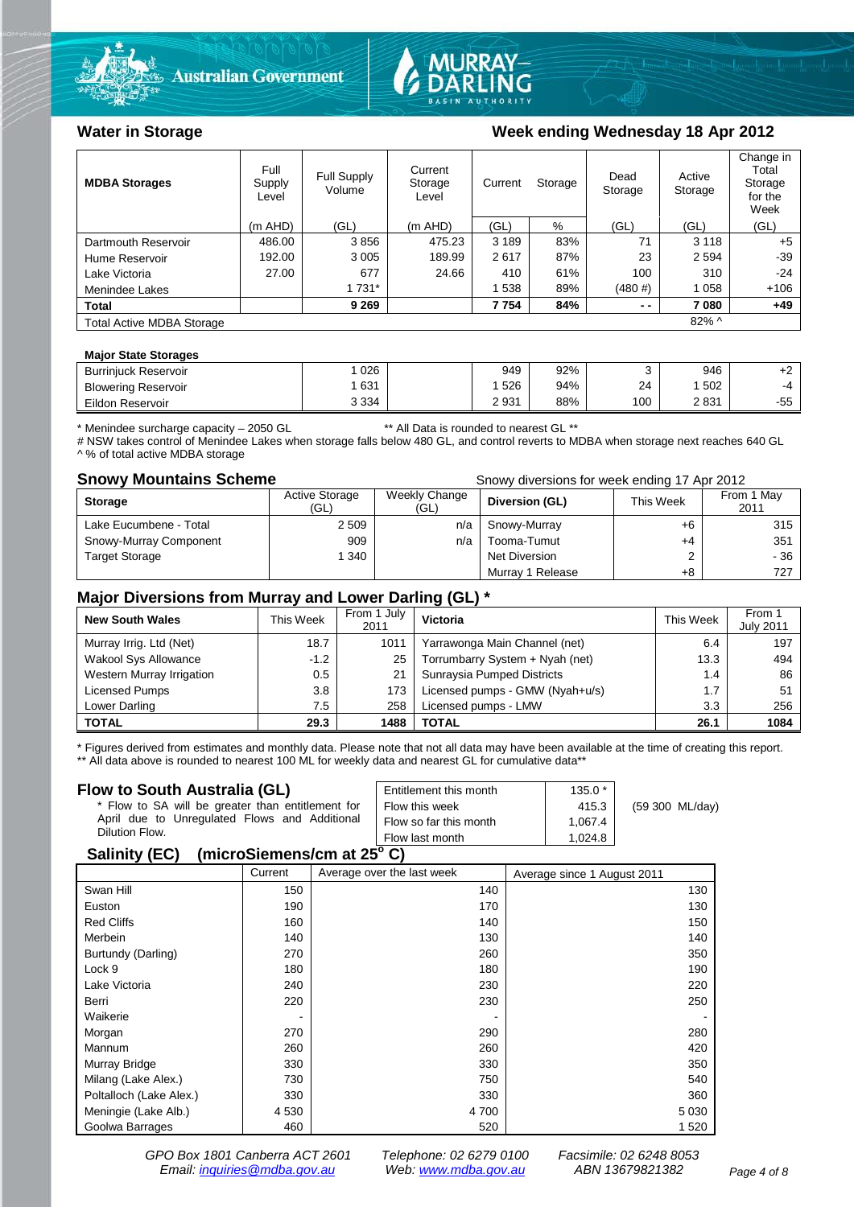## Water in Storage

## Week ending Wednesday 18 Apr 2012

| MDBA Storages | Full Supply Level | Full Supply Volume | Current Storage Level | Current Storage | | Dead Storage | Active Storage | Change in Total Storage for the Week |
|---|---|---|---|---|---|---|---|---|
| | (m AHD) | (GL) | (m AHD) | (GL) | % | (GL) | (GL) | (GL) |
| Dartmouth Reservoir | 486.00 | 3 856 | 475.23 | 3 189 | 83% | 71 | 3 118 | +5 |
| Hume Reservoir | 192.00 | 3 005 | 189.99 | 2 617 | 87% | 23 | 2 594 | -39 |
| Lake Victoria | 27.00 | 677 | 24.66 | 410 | 61% | 100 | 310 | -24 |
| Menindee Lakes | | 1 731* | | 1 538 | 89% | (480 #) | 1 058 | +106 |
| **Total** | | **9 269** | | **7 754** | **84%** | **- -** | **7 080** | **+49** |
| Total Active MDBA Storage | | | | | | | 82% ^ | |

| Major State Storages | | | | | | | |
|---|---|---|---|---|---|---|---|
| Burrinjuck Reservoir | 1 026 | | 949 | 92% | 3 | 946 | +2 |
| Blowering Reservoir | 1 631 | | 1 526 | 94% | 24 | 1 502 | -4 |
| Eildon Reservoir | 3 334 | | 2 931 | 88% | 100 | 2 831 | -55 |

\* Menindee surcharge capacity – 2050 GL ** All Data is rounded to nearest GL **

# NSW takes control of Menindee Lakes when storage falls below 480 GL, and control reverts to MDBA when storage next reaches 640 GL

^ % of total active MDBA storage

## Snowy Mountains Scheme

Snowy diversions for week ending 17 Apr 2012

| Storage | Active Storage (GL) | Weekly Change (GL) | Diversion (GL) | This Week | From 1 May 2011 |
|---|---|---|---|---|---|
| Lake Eucumbene - Total | 2 509 | n/a | Snowy-Murray | +6 | 315 |
| Snowy-Murray Component | 909 | n/a | Tooma-Tumut | +4 | 351 |
| Target Storage | 1 340 | | Net Diversion | 2 | - 36 |
| | | | Murray 1 Release | +8 | 727 |

## Major Diversions from Murray and Lower Darling (GL) *

| New South Wales | This Week | From 1 July 2011 | Victoria | This Week | From 1 July 2011 |
|---|---|---|---|---|---|
| Murray Irrig. Ltd (Net) | 18.7 | 1011 | Yarrawonga Main Channel (net) | 6.4 | 197 |
| Wakool Sys Allowance | -1.2 | 25 | Torrumbarry System + Nyah (net) | 13.3 | 494 |
| Western Murray Irrigation | 0.5 | 21 | Sunraysia Pumped Districts | 1.4 | 86 |
| Licensed Pumps | 3.8 | 173 | Licensed pumps - GMW (Nyah+u/s) | 1.7 | 51 |
| Lower Darling | 7.5 | 258 | Licensed pumps - LMW | 3.3 | 256 |
| **TOTAL** | **29.3** | **1488** | **TOTAL** | **26.1** | **1084** |

\* Figures derived from estimates and monthly data. Please note that not all data may have been available at the time of creating this report.

** All data above is rounded to nearest 100 ML for weekly data and nearest GL for cumulative data**

## Flow to South Australia (GL)

\* Flow to SA will be greater than entitlement for April due to Unregulated Flows and Additional Dilution Flow.

| | | |
|---|---|---|
| Entitlement this month | 135.0 * | |
| Flow this week | 415.3 | (59 300 ML/day) |
| Flow so far this month | 1,067.4 | |
| Flow last month | 1,024.8 | |

## Salinity (EC) (microSiemens/cm at 25$^{o}$ C)

| | Current | Average over the last week | Average since 1 August 2011 |
|---|---|---|---|
| Swan Hill | 150 | 140 | 130 |
| Euston | 190 | 170 | 130 |
| Red Cliffs | 160 | 140 | 150 |
| Merbein | 140 | 130 | 140 |
| Burtundy (Darling) | 270 | 260 | 350 |
| Lock 9 | 180 | 180 | 190 |
| Lake Victoria | 240 | 230 | 220 |
| Berri | 220 | 230 | 250 |
| Waikerie | - | - | - |
| Morgan | 270 | 290 | 280 |
| Mannum | 260 | 260 | 420 |
| Murray Bridge | 330 | 330 | 350 |
| Milang (Lake Alex.) | 730 | 750 | 540 |
| Poltalloch (Lake Alex.) | 330 | 330 | 360 |
| Meningie (Lake Alb.) | 4 530 | 4 700 | 5 030 |
| Goolwa Barrages | 460 | 520 | 1 520 |

*GPO Box 1801 Canberra ACT 2601 Telephone: 02 6279 0100 Facsimile: 02 6248 8053*
*Email: inquiries@mdba.gov.au Web: www.mdba.gov.au ABN 13679821382*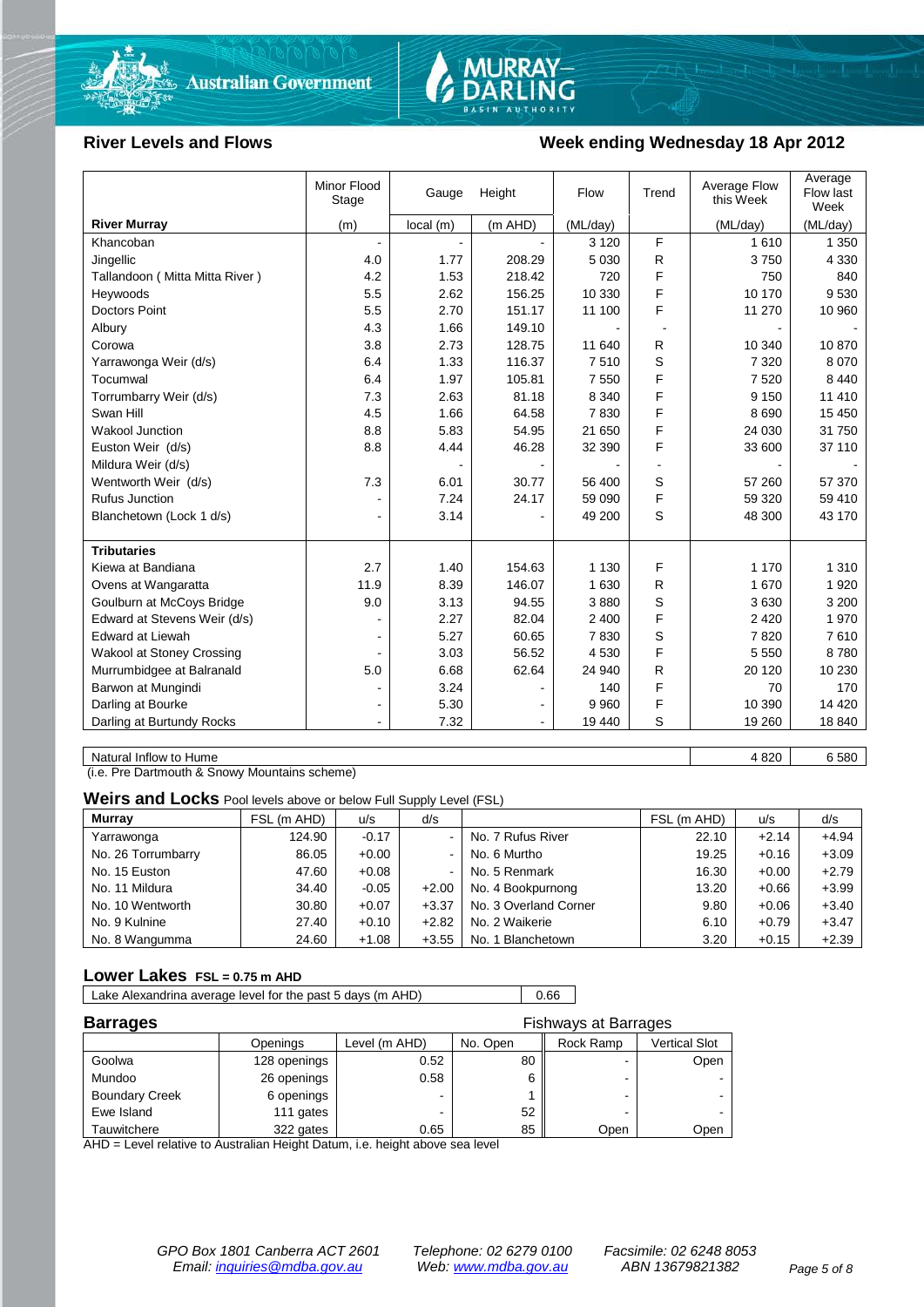## River Levels and Flows

## Week ending Wednesday 18 Apr 2012

| River Murray | Minor Flood Stage (m) | Gauge Height local (m) | Gauge Height (m AHD) | Flow (ML/day) | Trend | Average Flow this Week (ML/day) | Average Flow last Week (ML/day) |
|---|---|---|---|---|---|---|---|
| Khancoban | - | - | - | 3 120 | F | 1 610 | 1 350 |
| Jingellic | 4.0 | 1.77 | 208.29 | 5 030 | R | 3 750 | 4 330 |
| Tallandoon ( Mitta Mitta River ) | 4.2 | 1.53 | 218.42 | 720 | F | 750 | 840 |
| Heywoods | 5.5 | 2.62 | 156.25 | 10 330 | F | 10 170 | 9 530 |
| Doctors Point | 5.5 | 2.70 | 151.17 | 11 100 | F | 11 270 | 10 960 |
| Albury | 4.3 | 1.66 | 149.10 | - | - | - | - |
| Corowa | 3.8 | 2.73 | 128.75 | 11 640 | R | 10 340 | 10 870 |
| Yarrawonga Weir (d/s) | 6.4 | 1.33 | 116.37 | 7 510 | S | 7 320 | 8 070 |
| Tocumwal | 6.4 | 1.97 | 105.81 | 7 550 | F | 7 520 | 8 440 |
| Torrumbarry Weir (d/s) | 7.3 | 2.63 | 81.18 | 8 340 | F | 9 150 | 11 410 |
| Swan Hill | 4.5 | 1.66 | 64.58 | 7 830 | F | 8 690 | 15 450 |
| Wakool Junction | 8.8 | 5.83 | 54.95 | 21 650 | F | 24 030 | 31 750 |
| Euston Weir (d/s) | 8.8 | 4.44 | 46.28 | 32 390 | F | 33 600 | 37 110 |
| Mildura Weir (d/s) | | - | - | - | - | - | - |
| Wentworth Weir (d/s) | 7.3 | 6.01 | 30.77 | 56 400 | S | 57 260 | 57 370 |
| Rufus Junction | - | 7.24 | 24.17 | 59 090 | F | 59 320 | 59 410 |
| Blanchetown (Lock 1 d/s) | - | 3.14 | - | 49 200 | S | 48 300 | 43 170 |
| **Tributaries** | | | | | | | |
| Kiewa at Bandiana | 2.7 | 1.40 | 154.63 | 1 130 | F | 1 170 | 1 310 |
| Ovens at Wangaratta | 11.9 | 8.39 | 146.07 | 1 630 | R | 1 670 | 1 920 |
| Goulburn at McCoys Bridge | 9.0 | 3.13 | 94.55 | 3 880 | S | 3 630 | 3 200 |
| Edward at Stevens Weir (d/s) | - | 2.27 | 82.04 | 2 400 | F | 2 420 | 1 970 |
| Edward at Liewah | - | 5.27 | 60.65 | 7 830 | S | 7 820 | 7 610 |
| Wakool at Stoney Crossing | - | 3.03 | 56.52 | 4 530 | F | 5 550 | 8 780 |
| Murrumbidgee at Balranald | 5.0 | 6.68 | 62.64 | 24 940 | R | 20 120 | 10 230 |
| Barwon at Mungindi | - | 3.24 | - | 140 | F | 70 | 170 |
| Darling at Bourke | - | 5.30 | - | 9 960 | F | 10 390 | 14 420 |
| Darling at Burtundy Rocks | - | 7.32 | - | 19 440 | S | 19 260 | 18 840 |

| | This Week | Last Week |
|---|---|---|
| Natural Inflow to Hume | 4 820 | 6 580 |

(i.e. Pre Dartmouth & Snowy Mountains scheme)

### Weirs and Locks Pool levels above or below Full Supply Level (FSL)

| Murray | FSL (m AHD) | u/s | d/s | | FSL (m AHD) | u/s | d/s |
|---|---|---|---|---|---|---|---|
| Yarrawonga | 124.90 | -0.17 | - | No. 7 Rufus River | 22.10 | +2.14 | +4.94 |
| No. 26 Torrumbarry | 86.05 | +0.00 | - | No. 6 Murtho | 19.25 | +0.16 | +3.09 |
| No. 15 Euston | 47.60 | +0.08 | - | No. 5 Renmark | 16.30 | +0.00 | +2.79 |
| No. 11 Mildura | 34.40 | -0.05 | +2.00 | No. 4 Bookpurnong | 13.20 | +0.66 | +3.99 |
| No. 10 Wentworth | 30.80 | +0.07 | +3.37 | No. 3 Overland Corner | 9.80 | +0.06 | +3.40 |
| No. 9 Kulnine | 27.40 | +0.10 | +2.82 | No. 2 Waikerie | 6.10 | +0.79 | +3.47 |
| No. 8 Wangumma | 24.60 | +1.08 | +3.55 | No. 1 Blanchetown | 3.20 | +0.15 | +2.39 |

### Lower Lakes FSL = 0.75 m AHD

| | |
|---|---|
| Lake Alexandrina average level for the past 5 days (m AHD) | 0.66 |

### Barrages

Fishways at Barrages

| | Openings | Level (m AHD) | No. Open | Rock Ramp | Vertical Slot |
|---|---|---|---|---|---|
| Goolwa | 128 openings | 0.52 | 80 | - | Open |
| Mundoo | 26 openings | 0.58 | 6 | - | - |
| Boundary Creek | 6 openings | - | 1 | - | - |
| Ewe Island | 111 gates | - | 52 | - | - |
| Tauwitchere | 322 gates | 0.65 | 85 | Open | Open |

AHD = Level relative to Australian Height Datum, i.e. height above sea level

*GPO Box 1801 Canberra ACT 2601* — *Telephone: 02 6279 0100* — *Facsimile: 02 6248 8053*
*Email: inquiries@mdba.gov.au* — *Web: www.mdba.gov.au* — *ABN 13679821382*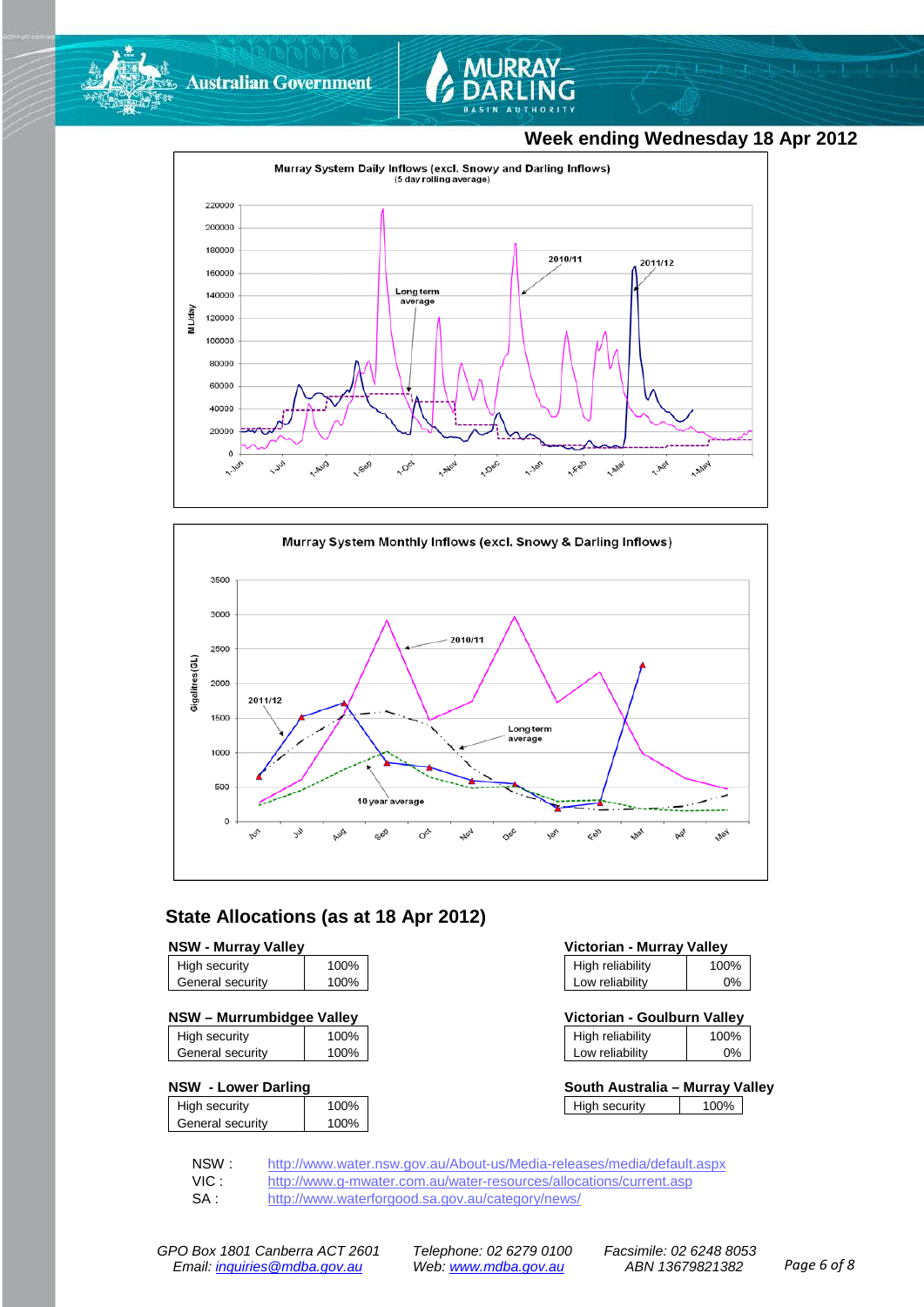**Week ending Wednesday 18 Apr 2012**

Murray System Daily Inflows (excl. Snowy and Darling Inflows)
(5 day rolling average)

Murray System Monthly Inflows (excl. Snowy & Darling Inflows)

## State Allocations (as at 18 Apr 2012)

**NSW - Murray Valley**

| | |
|---|---|
| High security | 100% |
| General security | 100% |

**NSW – Murrumbidgee Valley**

| | |
|---|---|
| High security | 100% |
| General security | 100% |

**NSW - Lower Darling**

| | |
|---|---|
| High security | 100% |
| General security | 100% |

**Victorian - Murray Valley**

| | |
|---|---|
| High reliability | 100% |
| Low reliability | 0% |

**Victorian - Goulburn Valley**

| | |
|---|---|
| High reliability | 100% |
| Low reliability | 0% |

**South Australia – Murray Valley**

| | |
|---|---|
| High security | 100% |

NSW : http://www.water.nsw.gov.au/About-us/Media-releases/media/default.aspx
VIC : http://www.g-mwater.com.au/water-resources/allocations/current.asp
SA : http://www.waterforgood.sa.gov.au/category/news/

*GPO Box 1801 Canberra ACT 2601 Email: inquiries@mdba.gov.au*
*Telephone: 02 6279 0100 Web: www.mdba.gov.au*
*Facsimile: 02 6248 8053 ABN 13679821382*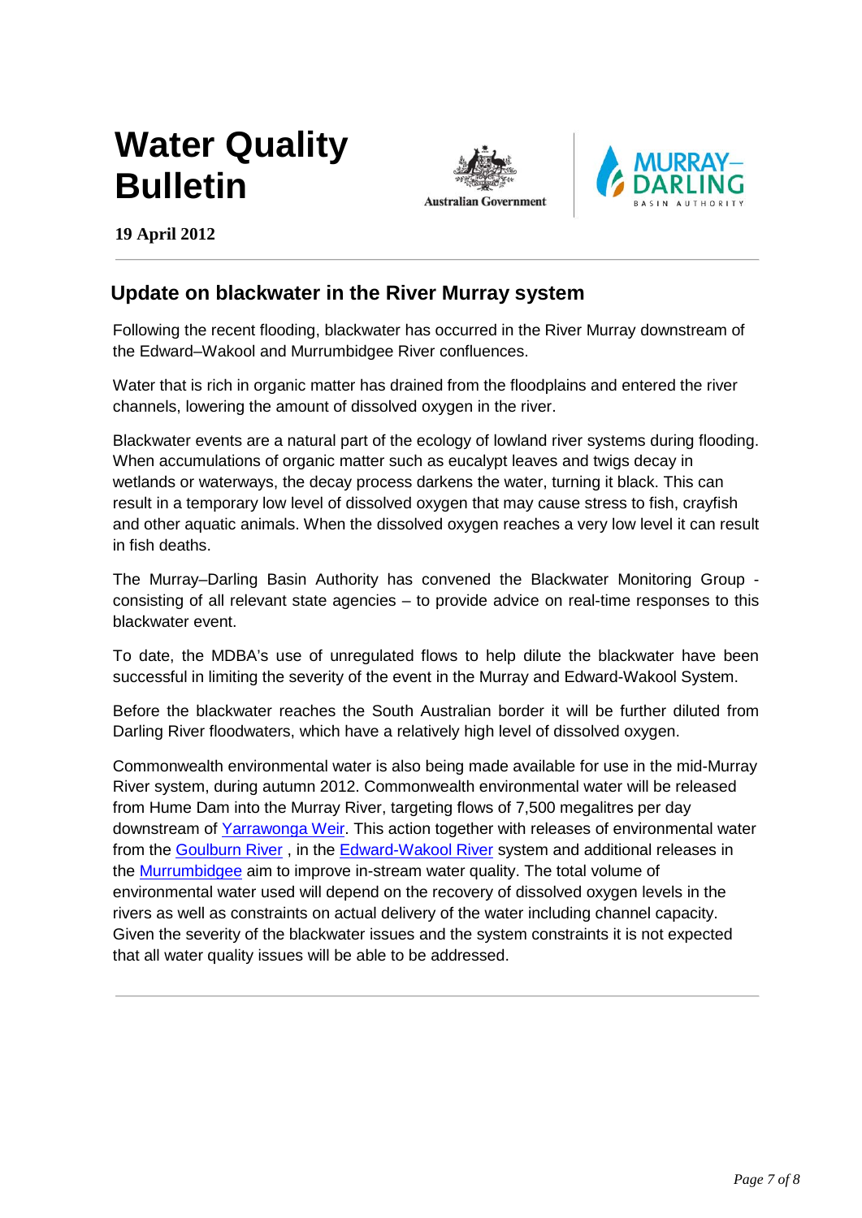# Water Quality Bulletin

**19 April 2012**

## Update on blackwater in the River Murray system

Following the recent flooding, blackwater has occurred in the River Murray downstream of the Edward–Wakool and Murrumbidgee River confluences.

Water that is rich in organic matter has drained from the floodplains and entered the river channels, lowering the amount of dissolved oxygen in the river.

Blackwater events are a natural part of the ecology of lowland river systems during flooding. When accumulations of organic matter such as eucalypt leaves and twigs decay in wetlands or waterways, the decay process darkens the water, turning it black. This can result in a temporary low level of dissolved oxygen that may cause stress to fish, crayfish and other aquatic animals. When the dissolved oxygen reaches a very low level it can result in fish deaths.

The Murray–Darling Basin Authority has convened the Blackwater Monitoring Group - consisting of all relevant state agencies – to provide advice on real-time responses to this blackwater event.

To date, the MDBA's use of unregulated flows to help dilute the blackwater have been successful in limiting the severity of the event in the Murray and Edward-Wakool System.

Before the blackwater reaches the South Australian border it will be further diluted from Darling River floodwaters, which have a relatively high level of dissolved oxygen.

Commonwealth environmental water is also being made available for use in the mid-Murray River system, during autumn 2012. Commonwealth environmental water will be released from Hume Dam into the Murray River, targeting flows of 7,500 megalitres per day downstream of Yarrawonga Weir. This action together with releases of environmental water from the Goulburn River , in the Edward-Wakool River system and additional releases in the Murrumbidgee aim to improve in-stream water quality. The total volume of environmental water used will depend on the recovery of dissolved oxygen levels in the rivers as well as constraints on actual delivery of the water including channel capacity. Given the severity of the blackwater issues and the system constraints it is not expected that all water quality issues will be able to be addressed.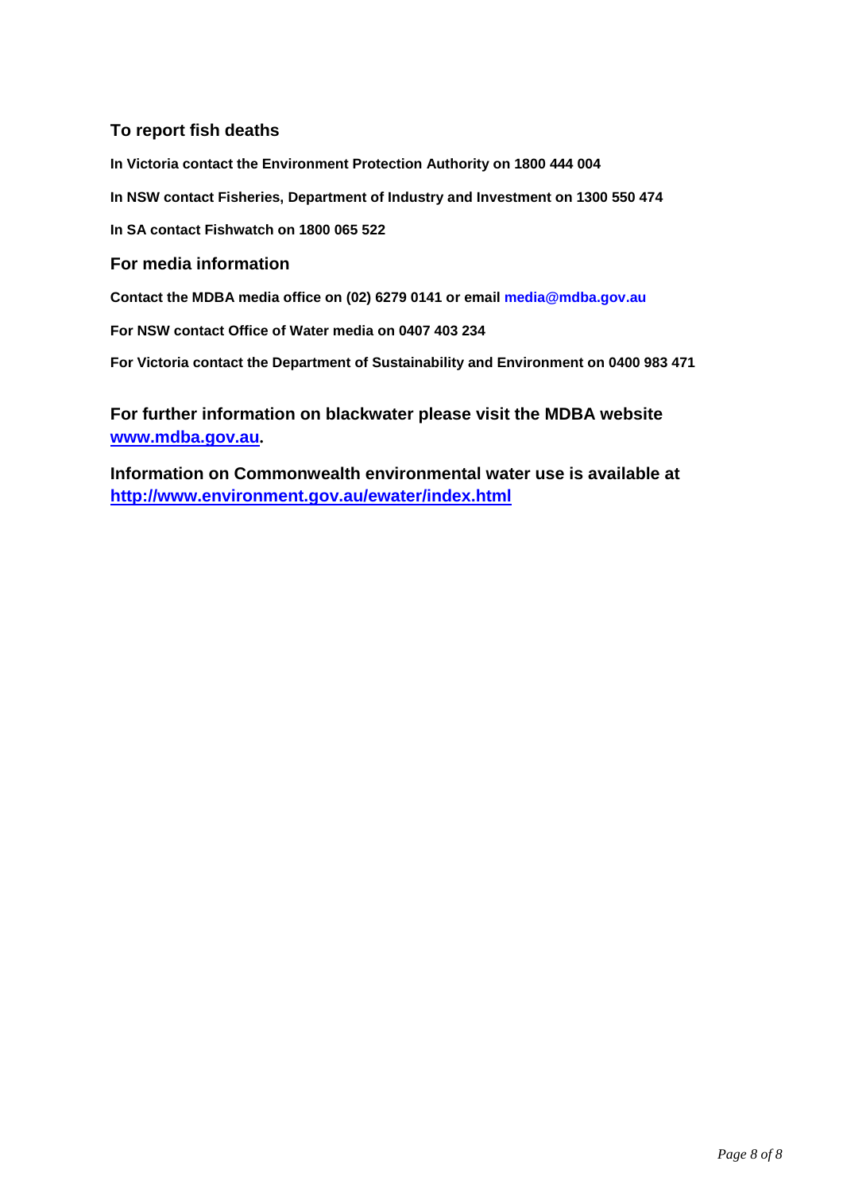## To report fish deaths

**In Victoria contact the Environment Protection Authority on 1800 444 004**

**In NSW contact Fisheries, Department of Industry and Investment on 1300 550 474**

**In SA contact Fishwatch on 1800 065 522**

## For media information

**Contact the MDBA media office on (02) 6279 0141 or email media@mdba.gov.au**

**For NSW contact Office of Water media on 0407 403 234**

**For Victoria contact the Department of Sustainability and Environment on 0400 983 471**

**For further information on blackwater please visit the MDBA website [www.mdba.gov.au](http://www.mdba.gov.au).**

**Information on Commonwealth environmental water use is available at [http://www.environment.gov.au/ewater/index.html](http://www.environment.gov.au/ewater/index.html)**